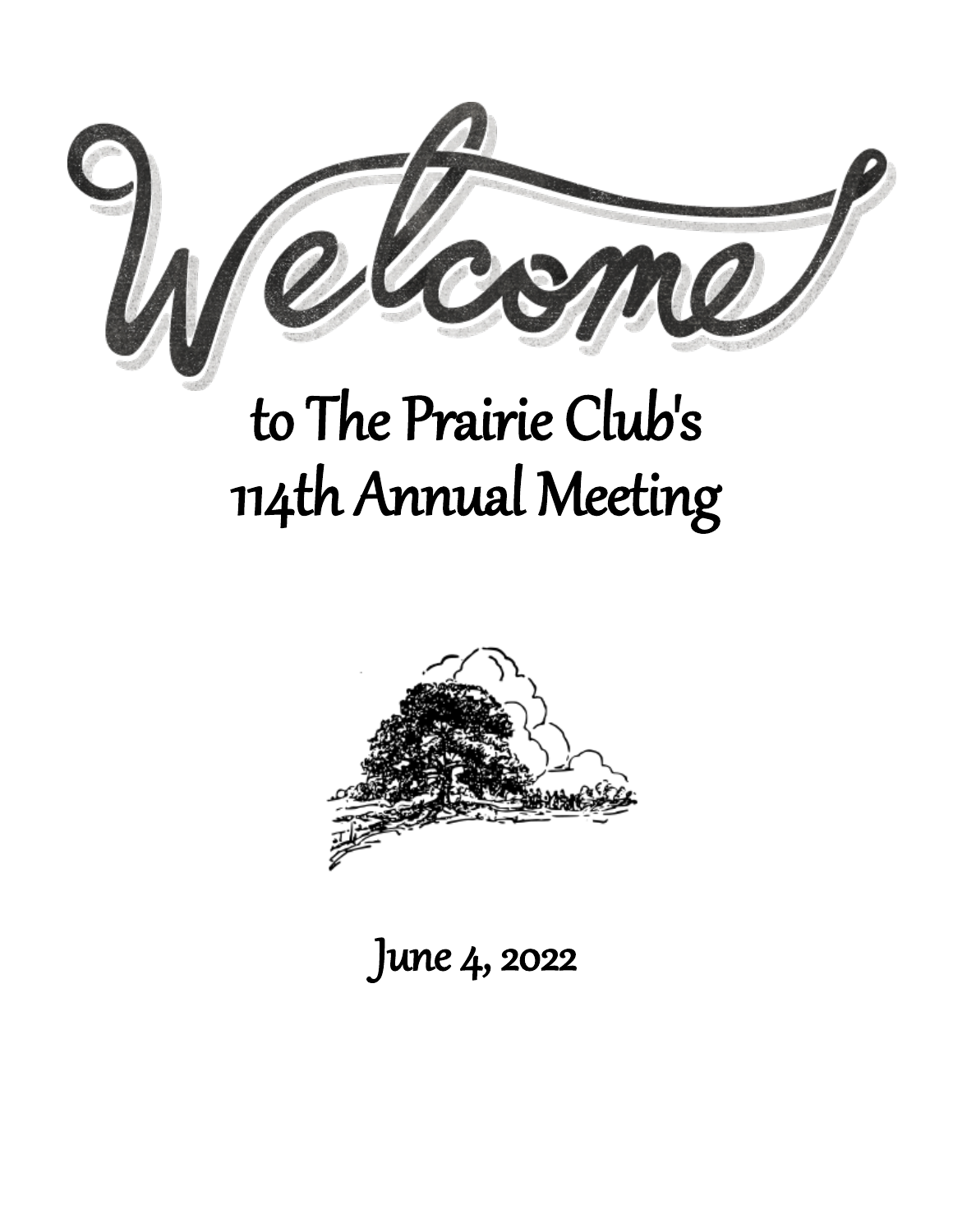# Welcome

## to The Prairie Club's 114th Annual Meeting

June 4, 2022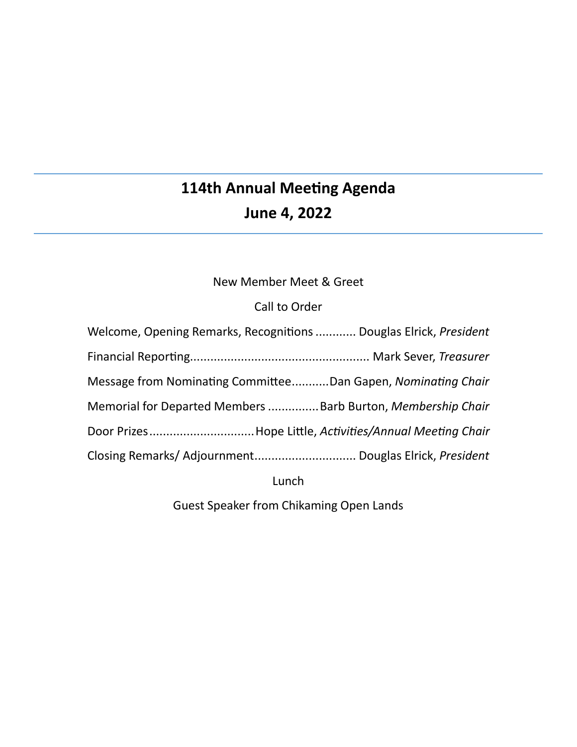# 114th Annual Meeting Agenda
## June 4, 2022

New Member Meet & Greet

Call to Order

Welcome, Opening Remarks, Recognitions ............ Douglas Elrick, *President*

Financial Reporting..................................................... Mark Sever, *Treasurer*

Message from Nominating Committee...........Dan Gapen, *Nominating Chair*

Memorial for Departed Members ...............Barb Burton, *Membership Chair*

Door Prizes...............................Hope Little, *Activities/Annual Meeting Chair*

Closing Remarks/ Adjournment............................. Douglas Elrick, *President*

Lunch

Guest Speaker from Chikaming Open Lands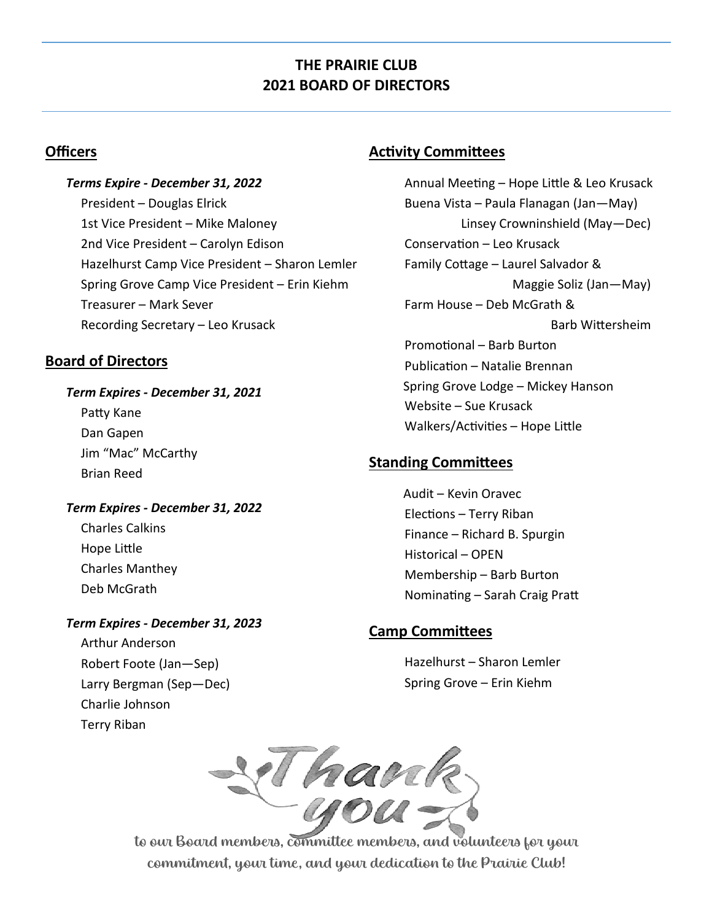# THE PRAIRIE CLUB
# 2021 BOARD OF DIRECTORS

## Officers

***Terms Expire - December 31, 2022***

President – Douglas Elrick
1st Vice President – Mike Maloney
2nd Vice President – Carolyn Edison
Hazelhurst Camp Vice President – Sharon Lemler
Spring Grove Camp Vice President – Erin Kiehm
Treasurer – Mark Sever
Recording Secretary – Leo Krusack

## Board of Directors

***Term Expires - December 31, 2021***

Patty Kane
Dan Gapen
Jim "Mac" McCarthy
Brian Reed

***Term Expires - December 31, 2022***

Charles Calkins
Hope Little
Charles Manthey
Deb McGrath

***Term Expires - December 31, 2023***

Arthur Anderson
Robert Foote (Jan—Sep)
Larry Bergman (Sep—Dec)
Charlie Johnson
Terry Riban

## Activity Committees

Annual Meeting – Hope Little & Leo Krusack
Buena Vista – Paula Flanagan (Jan—May)
Linsey Crowninshield (May—Dec)
Conservation – Leo Krusack
Family Cottage – Laurel Salvador &
Maggie Soliz (Jan—May)
Farm House – Deb McGrath &
Barb Wittersheim
Promotional – Barb Burton
Publication – Natalie Brennan
Spring Grove Lodge – Mickey Hanson
Website – Sue Krusack
Walkers/Activities – Hope Little

## Standing Committees

Audit – Kevin Oravec
Elections – Terry Riban
Finance – Richard B. Spurgin
Historical – OPEN
Membership – Barb Burton
Nominating – Sarah Craig Pratt

## Camp Committees

Hazelhurst – Sharon Lemler
Spring Grove – Erin Kiehm

Thank you

to our Board members, committee members, and volunteers for your commitment, your time, and your dedication to the Prairie Club!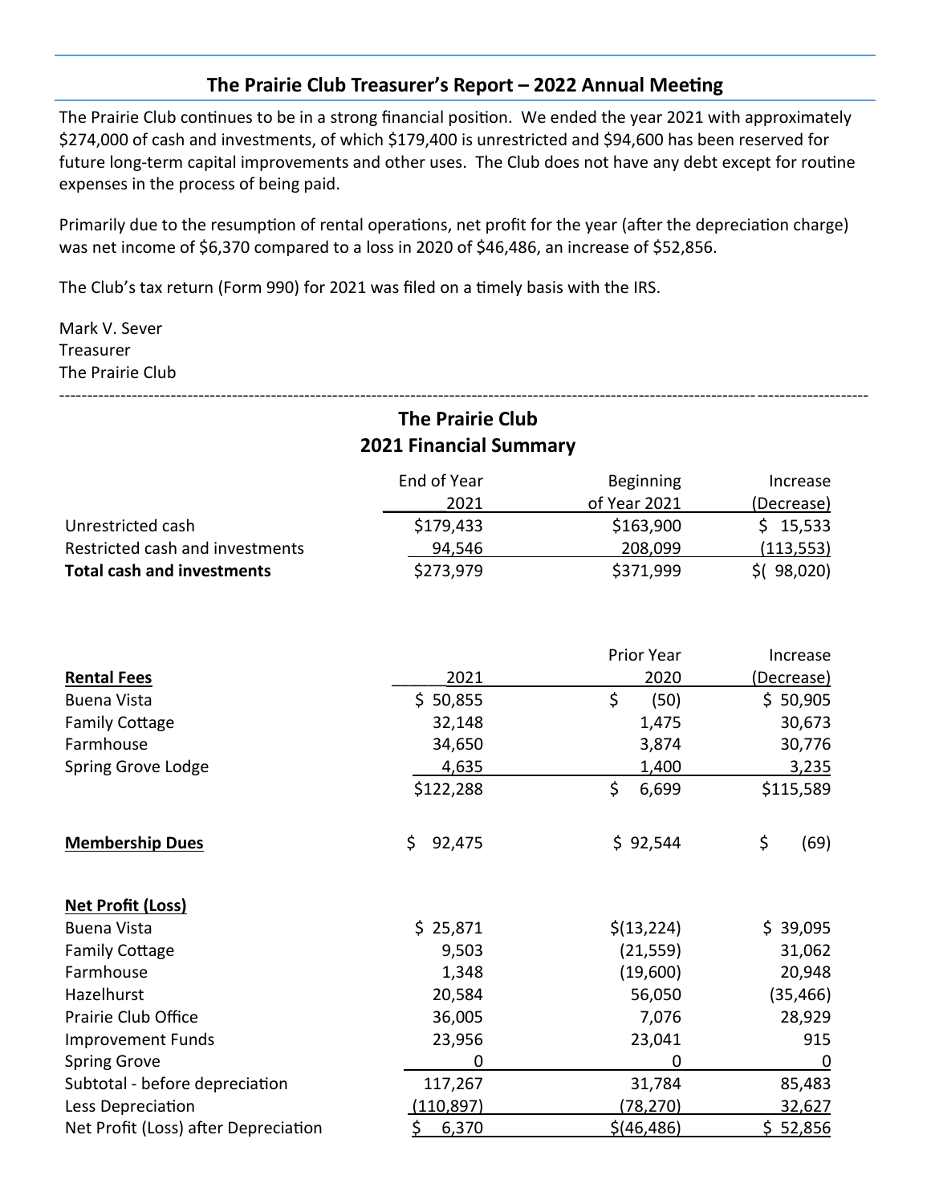## The Prairie Club Treasurer's Report – 2022 Annual Meeting

The Prairie Club continues to be in a strong financial position. We ended the year 2021 with approximately $274,000 of cash and investments, of which $179,400 is unrestricted and $94,600 has been reserved for future long-term capital improvements and other uses. The Club does not have any debt except for routine expenses in the process of being paid.

Primarily due to the resumption of rental operations, net profit for the year (after the depreciation charge) was net income of $6,370 compared to a loss in 2020 of $46,486, an increase of $52,856.

The Club's tax return (Form 990) for 2021 was filed on a timely basis with the IRS.

Mark V. Sever
Treasurer
The Prairie Club

---

## The Prairie Club
## 2021 Financial Summary

| | End of Year 2021 | Beginning of Year 2021 | Increase (Decrease) |
|---|---|---|---|
| Unrestricted cash | $179,433 | $163,900 | $ 15,533 |
| Restricted cash and investments | 94,546 | 208,099 | (113,553) |
| **Total cash and investments** | $273,979 | $371,999 | $( 98,020) |

| | 2021 | Prior Year 2020 | Increase (Decrease) |
|---|---|---|---|
| **Rental Fees** | | | |
| Buena Vista | $ 50,855 | $ (50) | $ 50,905 |
| Family Cottage | 32,148 | 1,475 | 30,673 |
| Farmhouse | 34,650 | 3,874 | 30,776 |
| Spring Grove Lodge | 4,635 | 1,400 | 3,235 |
| | $122,288 | $ 6,699 | $115,589 |
| **Membership Dues** | $ 92,475 | $ 92,544 | $ (69) |
| **Net Profit (Loss)** | | | |
| Buena Vista | $ 25,871 | $(13,224) | $ 39,095 |
| Family Cottage | 9,503 | (21,559) | 31,062 |
| Farmhouse | 1,348 | (19,600) | 20,948 |
| Hazelhurst | 20,584 | 56,050 | (35,466) |
| Prairie Club Office | 36,005 | 7,076 | 28,929 |
| Improvement Funds | 23,956 | 23,041 | 915 |
| Spring Grove | 0 | 0 | 0 |
| Subtotal - before depreciation | 117,267 | 31,784 | 85,483 |
| Less Depreciation | (110,897) | (78,270) | 32,627 |
| Net Profit (Loss) after Depreciation | $ 6,370 | $(46,486) | $ 52,856 |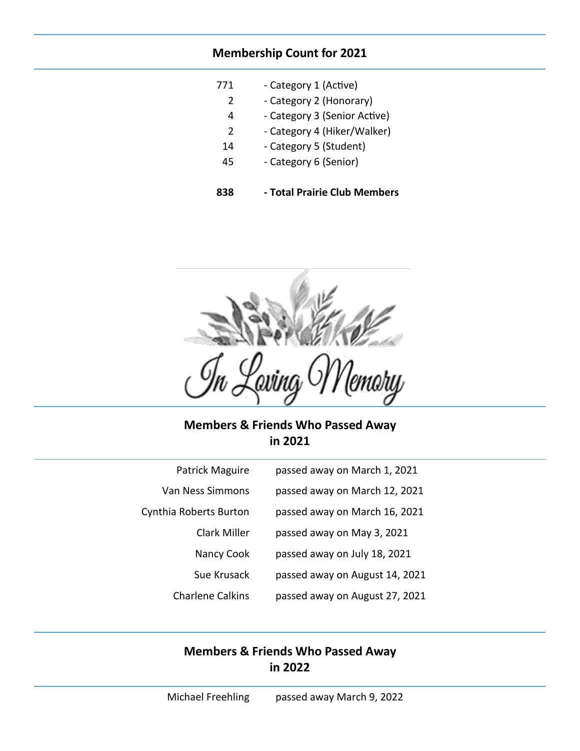## Membership Count for 2021

| Count | Category |
|---|---|
| 771 | - Category 1 (Active) |
| 2 | - Category 2 (Honorary) |
| 4 | - Category 3 (Senior Active) |
| 2 | - Category 4 (Hiker/Walker) |
| 14 | - Category 5 (Student) |
| 45 | - Category 6 (Senior) |
| **838** | **- Total Prairie Club Members** |

*In Loving Memory*

## Members & Friends Who Passed Away in 2021

| Name | Date |
|---|---|
| Patrick Maguire | passed away on March 1, 2021 |
| Van Ness Simmons | passed away on March 12, 2021 |
| Cynthia Roberts Burton | passed away on March 16, 2021 |
| Clark Miller | passed away on May 3, 2021 |
| Nancy Cook | passed away on July 18, 2021 |
| Sue Krusack | passed away on August 14, 2021 |
| Charlene Calkins | passed away on August 27, 2021 |

## Members & Friends Who Passed Away in 2022

| Name | Date |
|---|---|
| Michael Freehling | passed away March 9, 2022 |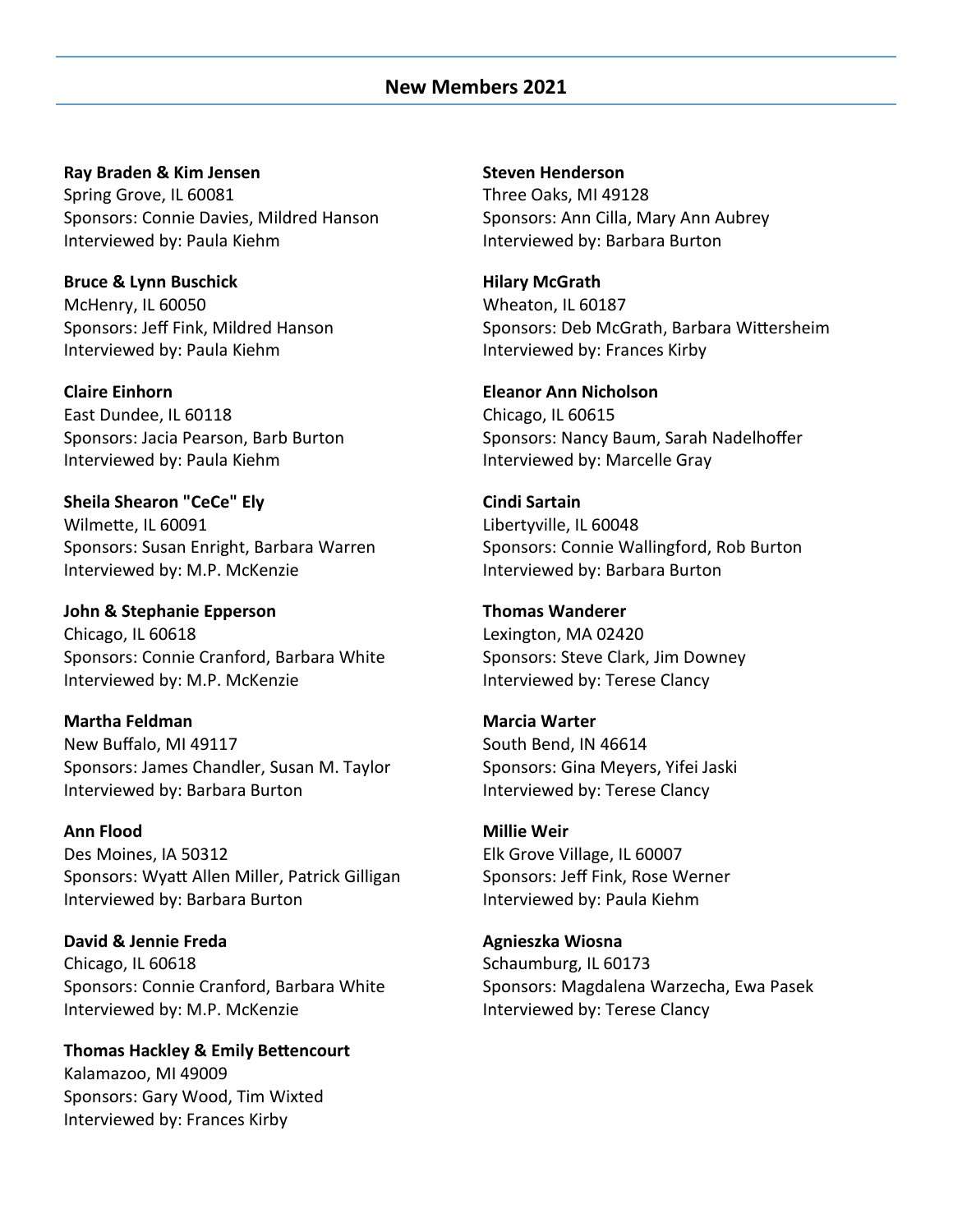## New Members 2021

**Ray Braden & Kim Jensen**
Spring Grove, IL 60081
Sponsors: Connie Davies, Mildred Hanson
Interviewed by: Paula Kiehm

**Bruce & Lynn Buschick**
McHenry, IL 60050
Sponsors: Jeff Fink, Mildred Hanson
Interviewed by: Paula Kiehm

**Claire Einhorn**
East Dundee, IL 60118
Sponsors: Jacia Pearson, Barb Burton
Interviewed by: Paula Kiehm

**Sheila Shearon "CeCe" Ely**
Wilmette, IL 60091
Sponsors: Susan Enright, Barbara Warren
Interviewed by: M.P. McKenzie

**John & Stephanie Epperson**
Chicago, IL 60618
Sponsors: Connie Cranford, Barbara White
Interviewed by: M.P. McKenzie

**Martha Feldman**
New Buffalo, MI 49117
Sponsors: James Chandler, Susan M. Taylor
Interviewed by: Barbara Burton

**Ann Flood**
Des Moines, IA 50312
Sponsors: Wyatt Allen Miller, Patrick Gilligan
Interviewed by: Barbara Burton

**David & Jennie Freda**
Chicago, IL 60618
Sponsors: Connie Cranford, Barbara White
Interviewed by: M.P. McKenzie

**Thomas Hackley & Emily Bettencourt**
Kalamazoo, MI 49009
Sponsors: Gary Wood, Tim Wixted
Interviewed by: Frances Kirby

**Steven Henderson**
Three Oaks, MI 49128
Sponsors: Ann Cilla, Mary Ann Aubrey
Interviewed by: Barbara Burton

**Hilary McGrath**
Wheaton, IL 60187
Sponsors: Deb McGrath, Barbara Wittersheim
Interviewed by: Frances Kirby

**Eleanor Ann Nicholson**
Chicago, IL 60615
Sponsors: Nancy Baum, Sarah Nadelhoffer
Interviewed by: Marcelle Gray

**Cindi Sartain**
Libertyville, IL 60048
Sponsors: Connie Wallingford, Rob Burton
Interviewed by: Barbara Burton

**Thomas Wanderer**
Lexington, MA 02420
Sponsors: Steve Clark, Jim Downey
Interviewed by: Terese Clancy

**Marcia Warter**
South Bend, IN 46614
Sponsors: Gina Meyers, Yifei Jaski
Interviewed by: Terese Clancy

**Millie Weir**
Elk Grove Village, IL 60007
Sponsors: Jeff Fink, Rose Werner
Interviewed by: Paula Kiehm

**Agnieszka Wiosna**
Schaumburg, IL 60173
Sponsors: Magdalena Warzecha, Ewa Pasek
Interviewed by: Terese Clancy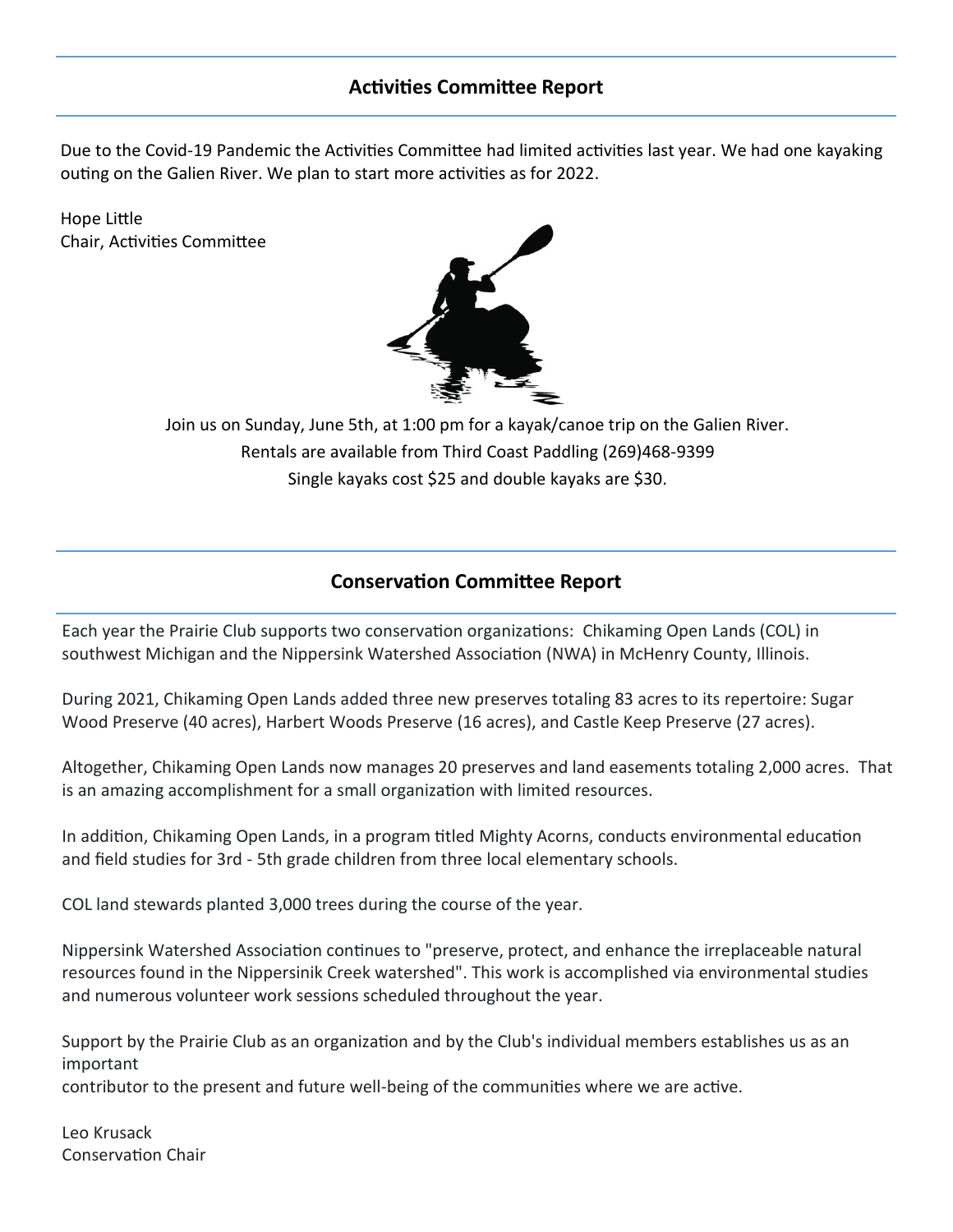## Activities Committee Report

Due to the Covid-19 Pandemic the Activities Committee had limited activities last year. We had one kayaking outing on the Galien River. We plan to start more activities as for 2022.

Hope Little
Chair, Activities Committee

Join us on Sunday, June 5th, at 1:00 pm for a kayak/canoe trip on the Galien River.
Rentals are available from Third Coast Paddling (269)468-9399
Single kayaks cost $25 and double kayaks are $30.

## Conservation Committee Report

Each year the Prairie Club supports two conservation organizations: Chikaming Open Lands (COL) in southwest Michigan and the Nippersink Watershed Association (NWA) in McHenry County, Illinois.

During 2021, Chikaming Open Lands added three new preserves totaling 83 acres to its repertoire: Sugar Wood Preserve (40 acres), Harbert Woods Preserve (16 acres), and Castle Keep Preserve (27 acres).

Altogether, Chikaming Open Lands now manages 20 preserves and land easements totaling 2,000 acres. That is an amazing accomplishment for a small organization with limited resources.

In addition, Chikaming Open Lands, in a program titled Mighty Acorns, conducts environmental education and field studies for 3rd - 5th grade children from three local elementary schools.

COL land stewards planted 3,000 trees during the course of the year.

Nippersink Watershed Association continues to "preserve, protect, and enhance the irreplaceable natural resources found in the Nippersinik Creek watershed". This work is accomplished via environmental studies and numerous volunteer work sessions scheduled throughout the year.

Support by the Prairie Club as an organization and by the Club's individual members establishes us as an important
contributor to the present and future well-being of the communities where we are active.

Leo Krusack
Conservation Chair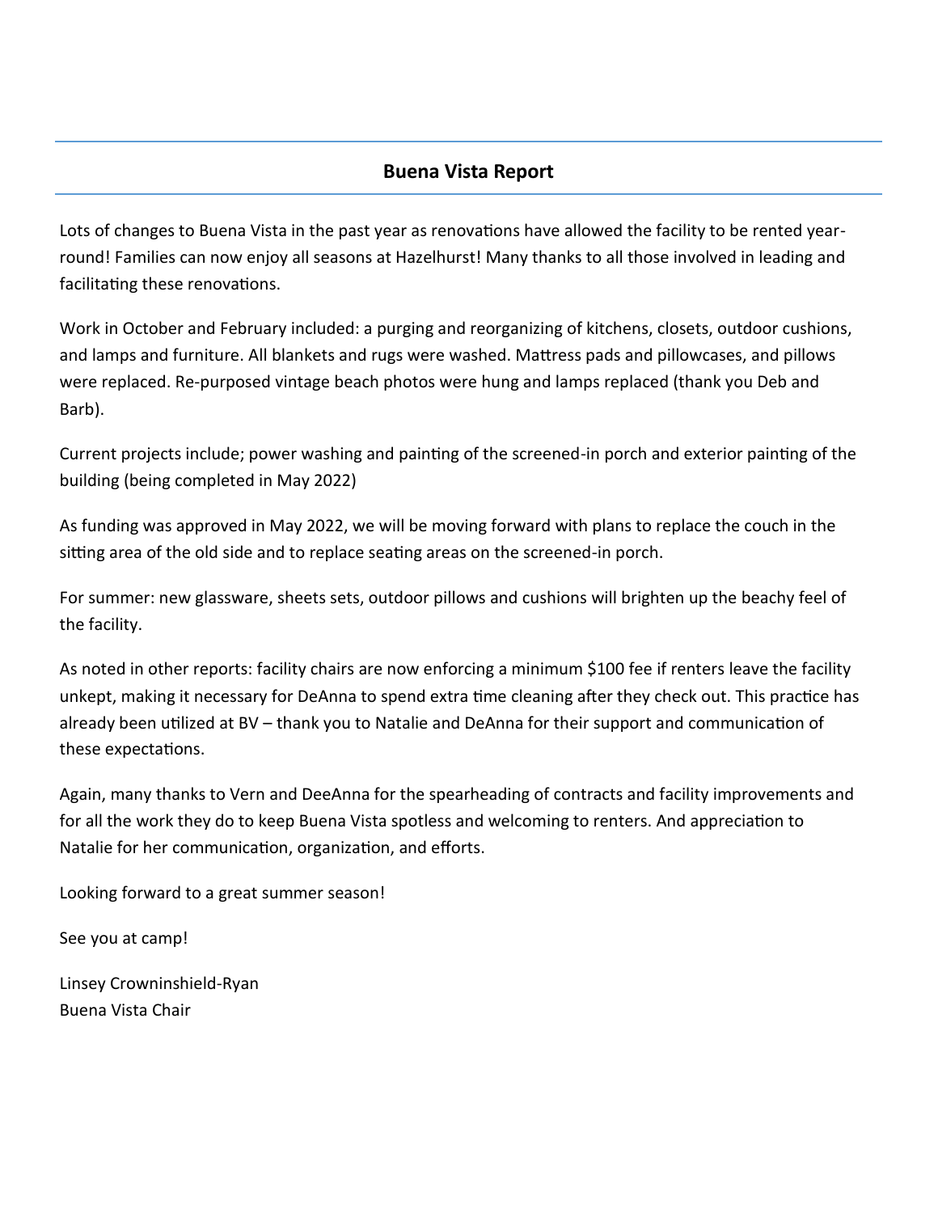## Buena Vista Report

Lots of changes to Buena Vista in the past year as renovations have allowed the facility to be rented year-round! Families can now enjoy all seasons at Hazelhurst! Many thanks to all those involved in leading and facilitating these renovations.

Work in October and February included: a purging and reorganizing of kitchens, closets, outdoor cushions, and lamps and furniture. All blankets and rugs were washed. Mattress pads and pillowcases, and pillows were replaced. Re-purposed vintage beach photos were hung and lamps replaced (thank you Deb and Barb).

Current projects include; power washing and painting of the screened-in porch and exterior painting of the building (being completed in May 2022)

As funding was approved in May 2022, we will be moving forward with plans to replace the couch in the sitting area of the old side and to replace seating areas on the screened-in porch.

For summer: new glassware, sheets sets, outdoor pillows and cushions will brighten up the beachy feel of the facility.

As noted in other reports: facility chairs are now enforcing a minimum $100 fee if renters leave the facility unkept, making it necessary for DeAnna to spend extra time cleaning after they check out. This practice has already been utilized at BV – thank you to Natalie and DeAnna for their support and communication of these expectations.

Again, many thanks to Vern and DeeAnna for the spearheading of contracts and facility improvements and for all the work they do to keep Buena Vista spotless and welcoming to renters. And appreciation to Natalie for her communication, organization, and efforts.

Looking forward to a great summer season!

See you at camp!

Linsey Crowninshield-Ryan
Buena Vista Chair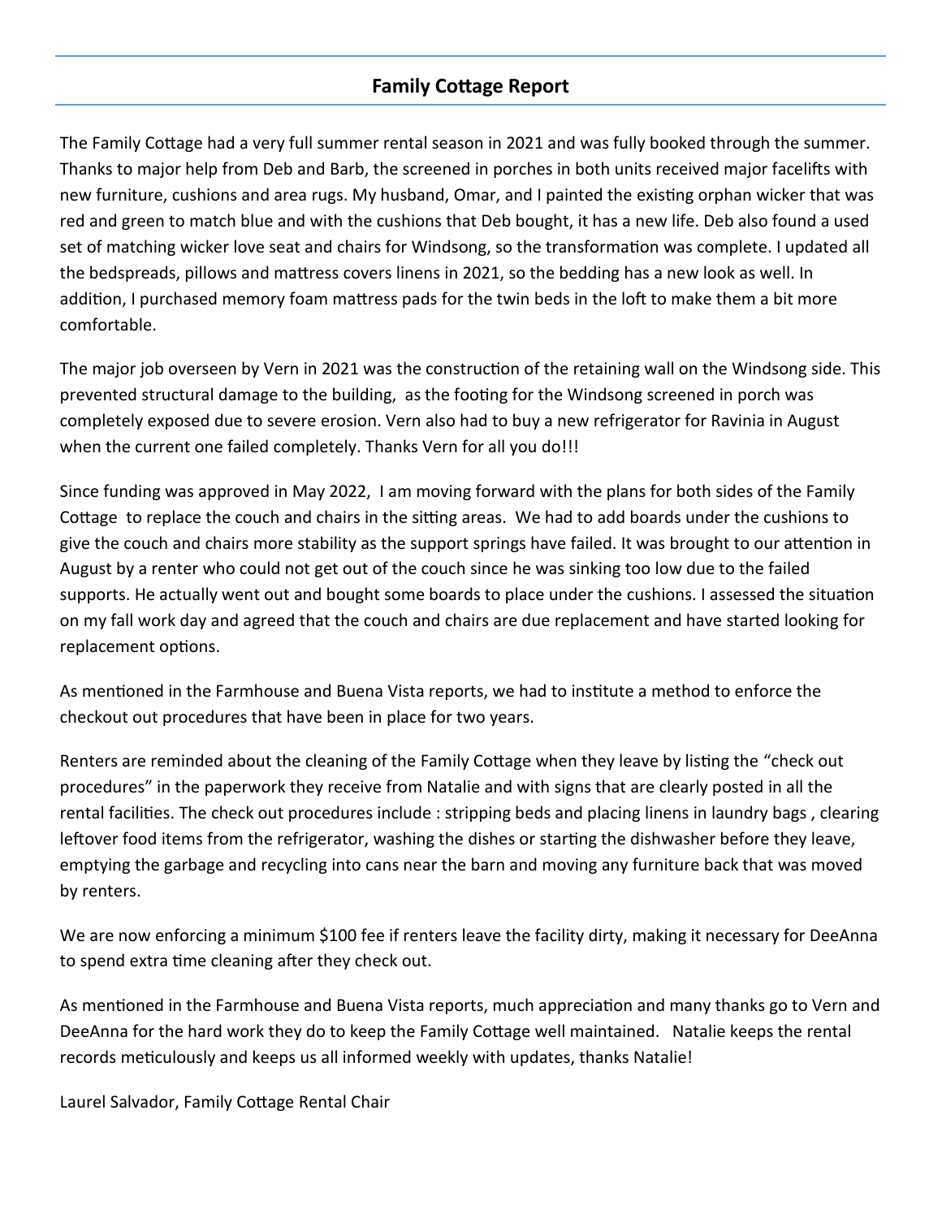## Family Cottage Report

The Family Cottage had a very full summer rental season in 2021 and was fully booked through the summer. Thanks to major help from Deb and Barb, the screened in porches in both units received major facelifts with new furniture, cushions and area rugs. My husband, Omar, and I painted the existing orphan wicker that was red and green to match blue and with the cushions that Deb bought, it has a new life. Deb also found a used set of matching wicker love seat and chairs for Windsong, so the transformation was complete. I updated all the bedspreads, pillows and mattress covers linens in 2021, so the bedding has a new look as well. In addition, I purchased memory foam mattress pads for the twin beds in the loft to make them a bit more comfortable.

The major job overseen by Vern in 2021 was the construction of the retaining wall on the Windsong side. This prevented structural damage to the building, as the footing for the Windsong screened in porch was completely exposed due to severe erosion. Vern also had to buy a new refrigerator for Ravinia in August when the current one failed completely. Thanks Vern for all you do!!!

Since funding was approved in May 2022, I am moving forward with the plans for both sides of the Family Cottage to replace the couch and chairs in the sitting areas. We had to add boards under the cushions to give the couch and chairs more stability as the support springs have failed. It was brought to our attention in August by a renter who could not get out of the couch since he was sinking too low due to the failed supports. He actually went out and bought some boards to place under the cushions. I assessed the situation on my fall work day and agreed that the couch and chairs are due replacement and have started looking for replacement options.

As mentioned in the Farmhouse and Buena Vista reports, we had to institute a method to enforce the checkout out procedures that have been in place for two years.

Renters are reminded about the cleaning of the Family Cottage when they leave by listing the "check out procedures" in the paperwork they receive from Natalie and with signs that are clearly posted in all the rental facilities. The check out procedures include : stripping beds and placing linens in laundry bags , clearing leftover food items from the refrigerator, washing the dishes or starting the dishwasher before they leave, emptying the garbage and recycling into cans near the barn and moving any furniture back that was moved by renters.

We are now enforcing a minimum $100 fee if renters leave the facility dirty, making it necessary for DeeAnna to spend extra time cleaning after they check out.

As mentioned in the Farmhouse and Buena Vista reports, much appreciation and many thanks go to Vern and DeeAnna for the hard work they do to keep the Family Cottage well maintained. Natalie keeps the rental records meticulously and keeps us all informed weekly with updates, thanks Natalie!

Laurel Salvador, Family Cottage Rental Chair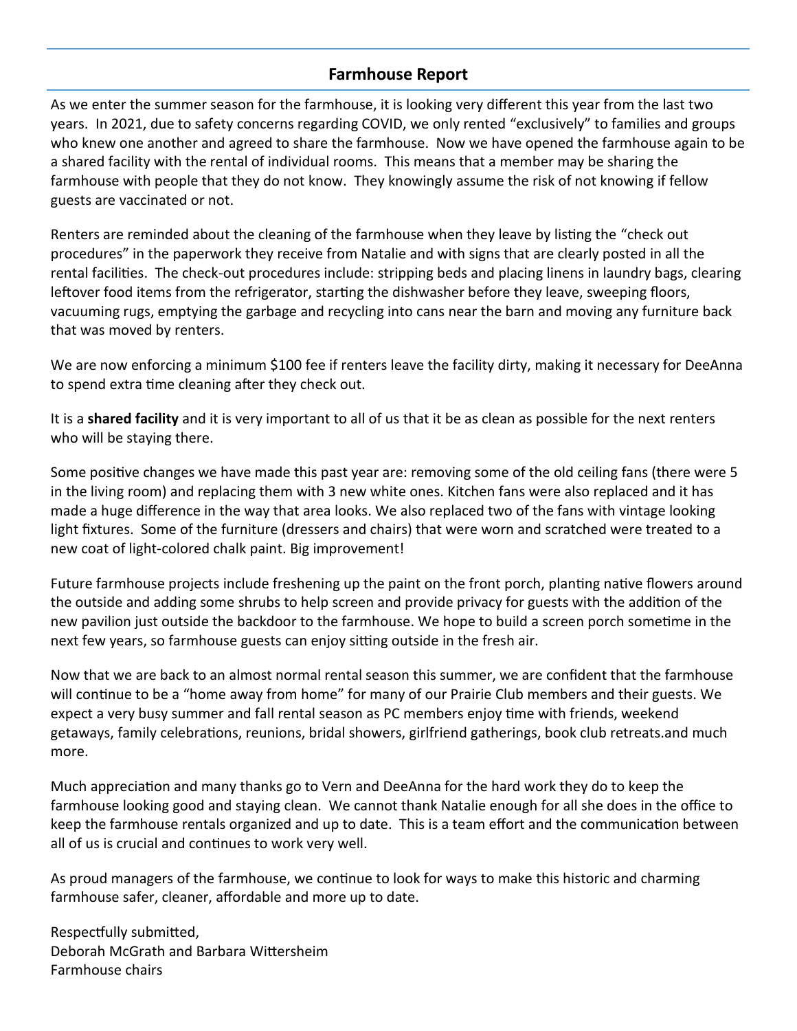## Farmhouse Report

As we enter the summer season for the farmhouse, it is looking very different this year from the last two years. In 2021, due to safety concerns regarding COVID, we only rented "exclusively" to families and groups who knew one another and agreed to share the farmhouse. Now we have opened the farmhouse again to be a shared facility with the rental of individual rooms. This means that a member may be sharing the farmhouse with people that they do not know. They knowingly assume the risk of not knowing if fellow guests are vaccinated or not.

Renters are reminded about the cleaning of the farmhouse when they leave by listing the "check out procedures" in the paperwork they receive from Natalie and with signs that are clearly posted in all the rental facilities. The check-out procedures include: stripping beds and placing linens in laundry bags, clearing leftover food items from the refrigerator, starting the dishwasher before they leave, sweeping floors, vacuuming rugs, emptying the garbage and recycling into cans near the barn and moving any furniture back that was moved by renters.

We are now enforcing a minimum $100 fee if renters leave the facility dirty, making it necessary for DeeAnna to spend extra time cleaning after they check out.

It is a **shared facility** and it is very important to all of us that it be as clean as possible for the next renters who will be staying there.

Some positive changes we have made this past year are: removing some of the old ceiling fans (there were 5 in the living room) and replacing them with 3 new white ones. Kitchen fans were also replaced and it has made a huge difference in the way that area looks. We also replaced two of the fans with vintage looking light fixtures. Some of the furniture (dressers and chairs) that were worn and scratched were treated to a new coat of light-colored chalk paint. Big improvement!

Future farmhouse projects include freshening up the paint on the front porch, planting native flowers around the outside and adding some shrubs to help screen and provide privacy for guests with the addition of the new pavilion just outside the backdoor to the farmhouse. We hope to build a screen porch sometime in the next few years, so farmhouse guests can enjoy sitting outside in the fresh air.

Now that we are back to an almost normal rental season this summer, we are confident that the farmhouse will continue to be a "home away from home" for many of our Prairie Club members and their guests. We expect a very busy summer and fall rental season as PC members enjoy time with friends, weekend getaways, family celebrations, reunions, bridal showers, girlfriend gatherings, book club retreats.and much more.

Much appreciation and many thanks go to Vern and DeeAnna for the hard work they do to keep the farmhouse looking good and staying clean. We cannot thank Natalie enough for all she does in the office to keep the farmhouse rentals organized and up to date. This is a team effort and the communication between all of us is crucial and continues to work very well.

As proud managers of the farmhouse, we continue to look for ways to make this historic and charming farmhouse safer, cleaner, affordable and more up to date.

Respectfully submitted,
Deborah McGrath and Barbara Wittersheim
Farmhouse chairs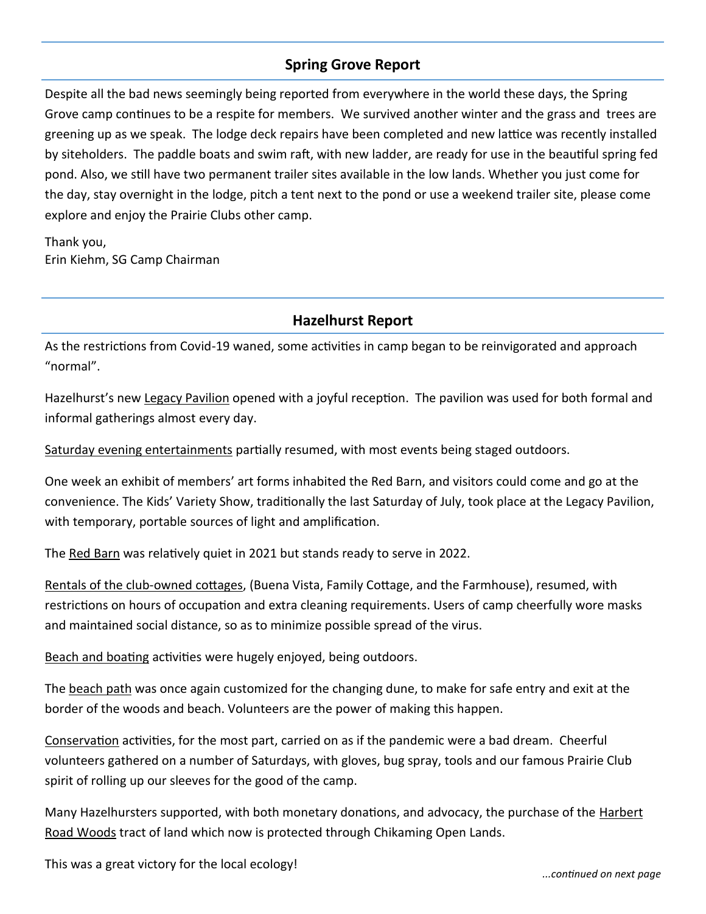## Spring Grove Report

Despite all the bad news seemingly being reported from everywhere in the world these days, the Spring Grove camp continues to be a respite for members. We survived another winter and the grass and trees are greening up as we speak. The lodge deck repairs have been completed and new lattice was recently installed by siteholders. The paddle boats and swim raft, with new ladder, are ready for use in the beautiful spring fed pond. Also, we still have two permanent trailer sites available in the low lands. Whether you just come for the day, stay overnight in the lodge, pitch a tent next to the pond or use a weekend trailer site, please come explore and enjoy the Prairie Clubs other camp.

Thank you,
Erin Kiehm, SG Camp Chairman

## Hazelhurst Report

As the restrictions from Covid-19 waned, some activities in camp began to be reinvigorated and approach "normal".

Hazelhurst's new Legacy Pavilion opened with a joyful reception. The pavilion was used for both formal and informal gatherings almost every day.

Saturday evening entertainments partially resumed, with most events being staged outdoors.

One week an exhibit of members' art forms inhabited the Red Barn, and visitors could come and go at the convenience. The Kids' Variety Show, traditionally the last Saturday of July, took place at the Legacy Pavilion, with temporary, portable sources of light and amplification.

The Red Barn was relatively quiet in 2021 but stands ready to serve in 2022.

Rentals of the club-owned cottages, (Buena Vista, Family Cottage, and the Farmhouse), resumed, with restrictions on hours of occupation and extra cleaning requirements. Users of camp cheerfully wore masks and maintained social distance, so as to minimize possible spread of the virus.

Beach and boating activities were hugely enjoyed, being outdoors.

The beach path was once again customized for the changing dune, to make for safe entry and exit at the border of the woods and beach. Volunteers are the power of making this happen.

Conservation activities, for the most part, carried on as if the pandemic were a bad dream. Cheerful volunteers gathered on a number of Saturdays, with gloves, bug spray, tools and our famous Prairie Club spirit of rolling up our sleeves for the good of the camp.

Many Hazelhursters supported, with both monetary donations, and advocacy, the purchase of the Harbert Road Woods tract of land which now is protected through Chikaming Open Lands.

This was a great victory for the local ecology!

*...continued on next page*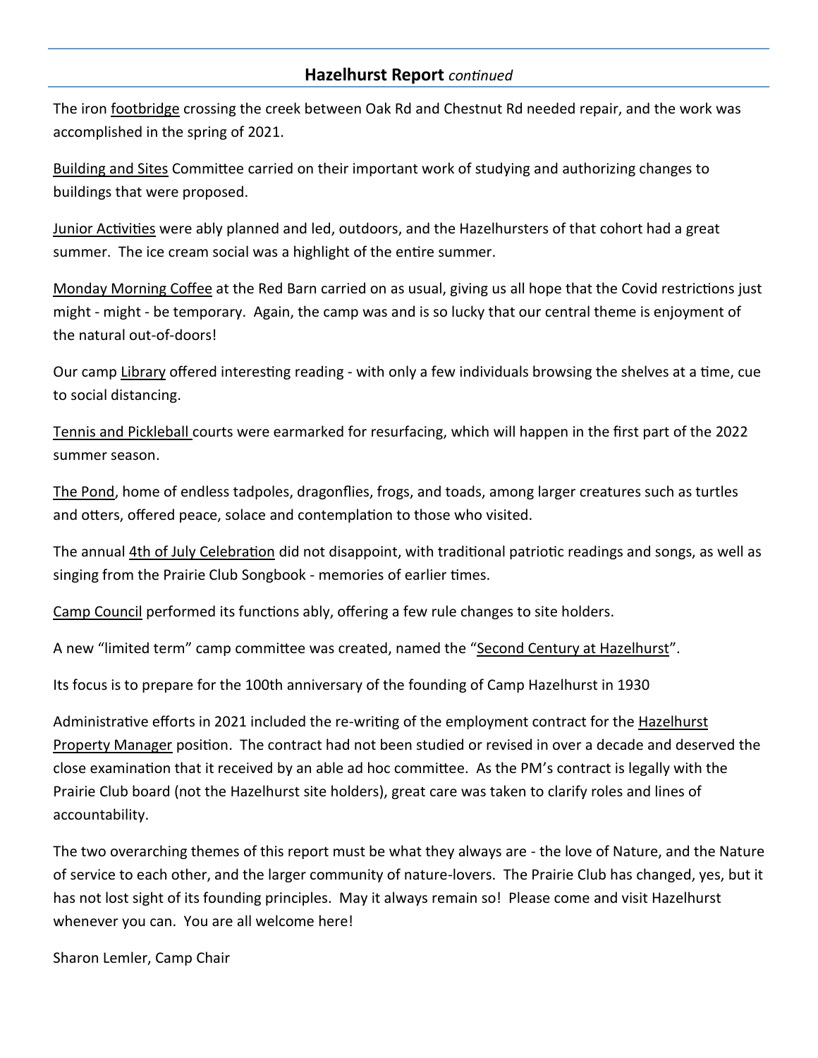## **Hazelhurst Report** *continued*

The iron footbridge crossing the creek between Oak Rd and Chestnut Rd needed repair, and the work was accomplished in the spring of 2021.

Building and Sites Committee carried on their important work of studying and authorizing changes to buildings that were proposed.

Junior Activities were ably planned and led, outdoors, and the Hazelhursters of that cohort had a great summer. The ice cream social was a highlight of the entire summer.

Monday Morning Coffee at the Red Barn carried on as usual, giving us all hope that the Covid restrictions just might - might - be temporary. Again, the camp was and is so lucky that our central theme is enjoyment of the natural out-of-doors!

Our camp Library offered interesting reading - with only a few individuals browsing the shelves at a time, cue to social distancing.

Tennis and Pickleball courts were earmarked for resurfacing, which will happen in the first part of the 2022 summer season.

The Pond, home of endless tadpoles, dragonflies, frogs, and toads, among larger creatures such as turtles and otters, offered peace, solace and contemplation to those who visited.

The annual 4th of July Celebration did not disappoint, with traditional patriotic readings and songs, as well as singing from the Prairie Club Songbook - memories of earlier times.

Camp Council performed its functions ably, offering a few rule changes to site holders.

A new "limited term" camp committee was created, named the "Second Century at Hazelhurst".

Its focus is to prepare for the 100th anniversary of the founding of Camp Hazelhurst in 1930

Administrative efforts in 2021 included the re-writing of the employment contract for the Hazelhurst Property Manager position. The contract had not been studied or revised in over a decade and deserved the close examination that it received by an able ad hoc committee. As the PM's contract is legally with the Prairie Club board (not the Hazelhurst site holders), great care was taken to clarify roles and lines of accountability.

The two overarching themes of this report must be what they always are - the love of Nature, and the Nature of service to each other, and the larger community of nature-lovers. The Prairie Club has changed, yes, but it has not lost sight of its founding principles. May it always remain so! Please come and visit Hazelhurst whenever you can. You are all welcome here!

Sharon Lemler, Camp Chair